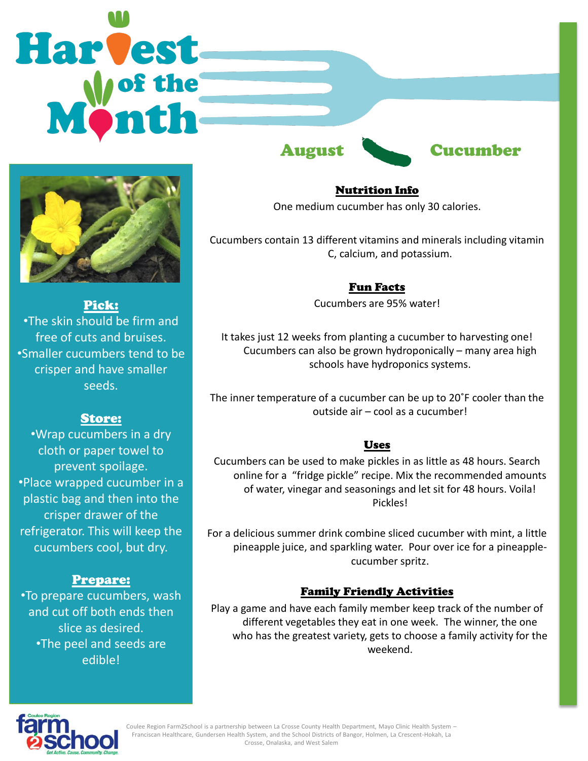# Harvest of the Month

## August — Cucumber

### Pick:

- The skin should be firm and free of cuts and bruises.
- Smaller cucumbers tend to be crisper and have smaller seeds.

### Store:

- Wrap cucumbers in a dry cloth or paper towel to prevent spoilage.
- Place wrapped cucumber in a plastic bag and then into the crisper drawer of the refrigerator. This will keep the cucumbers cool, but dry.

### Prepare:

- To prepare cucumbers, wash and cut off both ends then slice as desired.
- The peel and seeds are edible!

### Nutrition Info

One medium cucumber has only 30 calories.

Cucumbers contain 13 different vitamins and minerals including vitamin C, calcium, and potassium.

### Fun Facts

Cucumbers are 95% water!

It takes just 12 weeks from planting a cucumber to harvesting one! Cucumbers can also be grown hydroponically – many area high schools have hydroponics systems.

The inner temperature of a cucumber can be up to 20˚F cooler than the outside air – cool as a cucumber!

### Uses

Cucumbers can be used to make pickles in as little as 48 hours. Search online for a "fridge pickle" recipe. Mix the recommended amounts of water, vinegar and seasonings and let sit for 48 hours. Voila! Pickles!

For a delicious summer drink combine sliced cucumber with mint, a little pineapple juice, and sparkling water. Pour over ice for a pineapple-cucumber spritz.

### Family Friendly Activities

Play a game and have each family member keep track of the number of different vegetables they eat in one week. The winner, the one who has the greatest variety, gets to choose a family activity for the weekend.

Coulee Region farm2school — Get Active. Cause. Community. Change.

Coulee Region Farm2School is a partnership between La Crosse County Health Department, Mayo Clinic Health System – Franciscan Healthcare, Gundersen Health System, and the School Districts of Bangor, Holmen, La Crescent-Hokah, La Crosse, Onalaska, and West Salem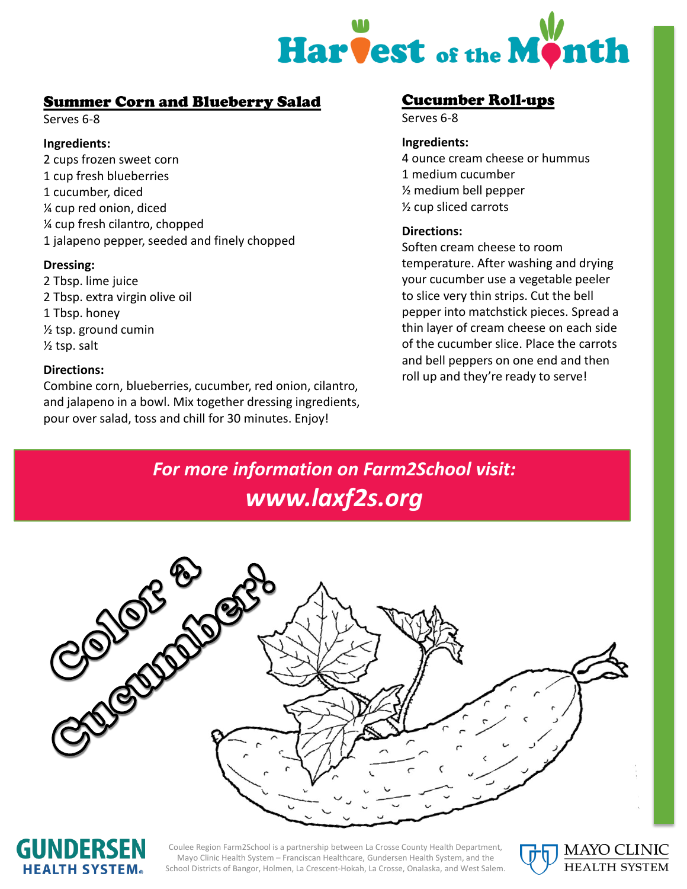# Harvest of the Month

## Summer Corn and Blueberry Salad

Serves 6-8

**Ingredients:**

2 cups frozen sweet corn
1 cup fresh blueberries
1 cucumber, diced
¼ cup red onion, diced
¼ cup fresh cilantro, chopped
1 jalapeno pepper, seeded and finely chopped

**Dressing:**

2 Tbsp. lime juice
2 Tbsp. extra virgin olive oil
1 Tbsp. honey
½ tsp. ground cumin
½ tsp. salt

**Directions:**

Combine corn, blueberries, cucumber, red onion, cilantro, and jalapeno in a bowl. Mix together dressing ingredients, pour over salad, toss and chill for 30 minutes. Enjoy!

## Cucumber Roll-ups

Serves 6-8

**Ingredients:**

4 ounce cream cheese or hummus
1 medium cucumber
½ medium bell pepper
½ cup sliced carrots

**Directions:**

Soften cream cheese to room temperature. After washing and drying your cucumber use a vegetable peeler to slice very thin strips. Cut the bell pepper into matchstick pieces. Spread a thin layer of cream cheese on each side of the cucumber slice. Place the carrots and bell peppers on one end and then roll up and they're ready to serve!

***For more information on Farm2School visit:***
***www.laxf2s.org***

Color a Cucumber!

GUNDERSEN HEALTH SYSTEM

Coulee Region Farm2School is a partnership between La Crosse County Health Department, Mayo Clinic Health System – Franciscan Healthcare, Gundersen Health System, and the School Districts of Bangor, Holmen, La Crescent-Hokah, La Crosse, Onalaska, and West Salem.

MAYO CLINIC HEALTH SYSTEM